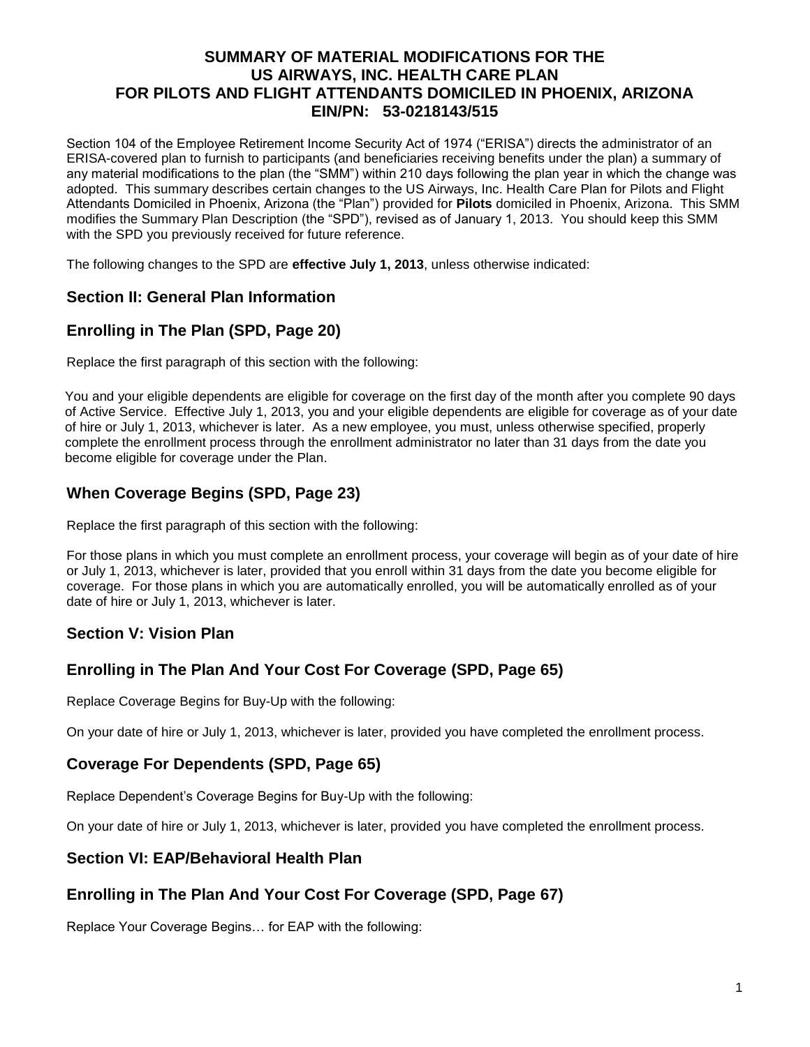# SUMMARY OF MATERIAL MODIFICATIONS FOR THE US AIRWAYS, INC. HEALTH CARE PLAN FOR PILOTS AND FLIGHT ATTENDANTS DOMICILED IN PHOENIX, ARIZONA EIN/PN: 53-0218143/515

Section 104 of the Employee Retirement Income Security Act of 1974 ("ERISA") directs the administrator of an ERISA-covered plan to furnish to participants (and beneficiaries receiving benefits under the plan) a summary of any material modifications to the plan (the "SMM") within 210 days following the plan year in which the change was adopted. This summary describes certain changes to the US Airways, Inc. Health Care Plan for Pilots and Flight Attendants Domiciled in Phoenix, Arizona (the "Plan") provided for **Pilots** domiciled in Phoenix, Arizona. This SMM modifies the Summary Plan Description (the "SPD"), revised as of January 1, 2013. You should keep this SMM with the SPD you previously received for future reference.

The following changes to the SPD are **effective July 1, 2013**, unless otherwise indicated:

## Section II: General Plan Information

### Enrolling in The Plan (SPD, Page 20)

Replace the first paragraph of this section with the following:

You and your eligible dependents are eligible for coverage on the first day of the month after you complete 90 days of Active Service. Effective July 1, 2013, you and your eligible dependents are eligible for coverage as of your date of hire or July 1, 2013, whichever is later. As a new employee, you must, unless otherwise specified, properly complete the enrollment process through the enrollment administrator no later than 31 days from the date you become eligible for coverage under the Plan.

### When Coverage Begins (SPD, Page 23)

Replace the first paragraph of this section with the following:

For those plans in which you must complete an enrollment process, your coverage will begin as of your date of hire or July 1, 2013, whichever is later, provided that you enroll within 31 days from the date you become eligible for coverage. For those plans in which you are automatically enrolled, you will be automatically enrolled as of your date of hire or July 1, 2013, whichever is later.

## Section V: Vision Plan

### Enrolling in The Plan And Your Cost For Coverage (SPD, Page 65)

Replace Coverage Begins for Buy-Up with the following:

On your date of hire or July 1, 2013, whichever is later, provided you have completed the enrollment process.

### Coverage For Dependents (SPD, Page 65)

Replace Dependent's Coverage Begins for Buy-Up with the following:

On your date of hire or July 1, 2013, whichever is later, provided you have completed the enrollment process.

## Section VI: EAP/Behavioral Health Plan

### Enrolling in The Plan And Your Cost For Coverage (SPD, Page 67)

Replace Your Coverage Begins… for EAP with the following: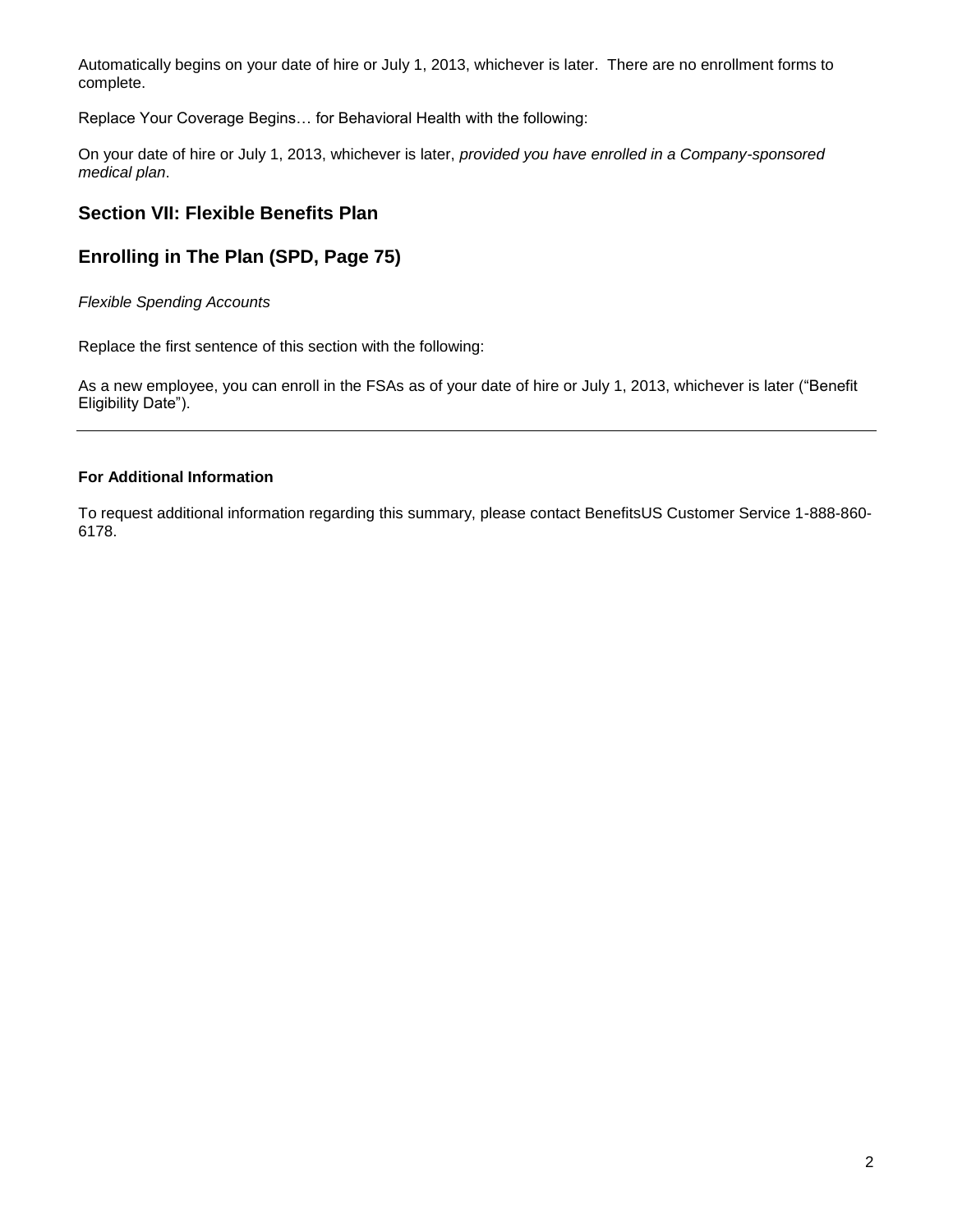Automatically begins on your date of hire or July 1, 2013, whichever is later. There are no enrollment forms to complete.

Replace Your Coverage Begins… for Behavioral Health with the following:

On your date of hire or July 1, 2013, whichever is later, *provided you have enrolled in a Company-sponsored medical plan*.

## Section VII: Flexible Benefits Plan

## Enrolling in The Plan (SPD, Page 75)

*Flexible Spending Accounts*

Replace the first sentence of this section with the following:

As a new employee, you can enroll in the FSAs as of your date of hire or July 1, 2013, whichever is later ("Benefit Eligibility Date").

---

**For Additional Information**

To request additional information regarding this summary, please contact BenefitsUS Customer Service 1-888-860-6178.